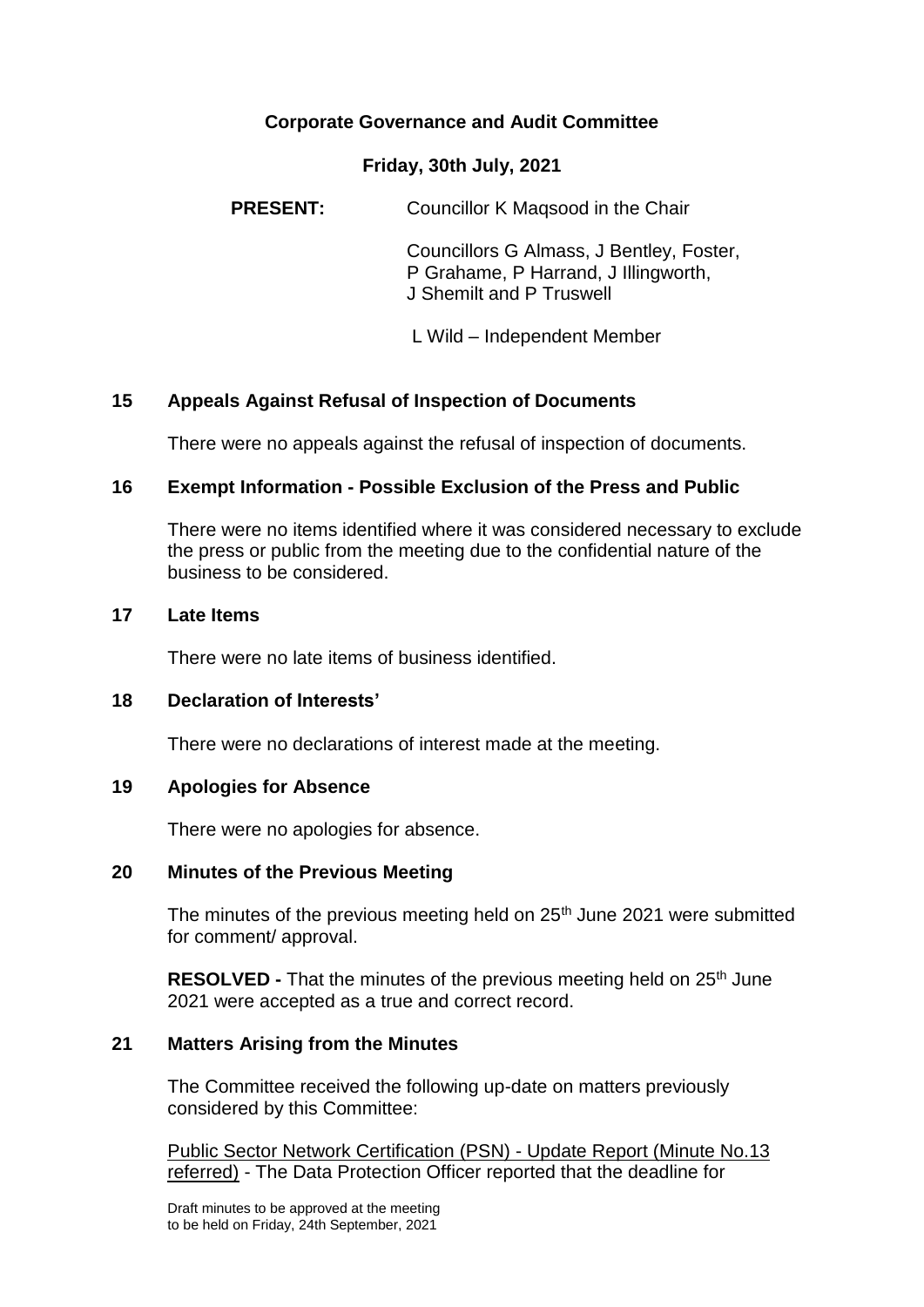# Corporate Governance and Audit Committee

## Friday, 30th July, 2021

**PRESENT:** Councillor K Maqsood in the Chair

Councillors G Almass, J Bentley, Foster, P Grahame, P Harrand, J Illingworth, J Shemilt and P Truswell

L Wild – Independent Member

### 15 Appeals Against Refusal of Inspection of Documents

There were no appeals against the refusal of inspection of documents.

### 16 Exempt Information - Possible Exclusion of the Press and Public

There were no items identified where it was considered necessary to exclude the press or public from the meeting due to the confidential nature of the business to be considered.

### 17 Late Items

There were no late items of business identified.

### 18 Declaration of Interests'

There were no declarations of interest made at the meeting.

### 19 Apologies for Absence

There were no apologies for absence.

### 20 Minutes of the Previous Meeting

The minutes of the previous meeting held on 25th June 2021 were submitted for comment/ approval.

**RESOLVED -** That the minutes of the previous meeting held on 25th June 2021 were accepted as a true and correct record.

### 21 Matters Arising from the Minutes

The Committee received the following up-date on matters previously considered by this Committee:

Public Sector Network Certification (PSN) - Update Report (Minute No.13 referred) - The Data Protection Officer reported that the deadline for

Draft minutes to be approved at the meeting to be held on Friday, 24th September, 2021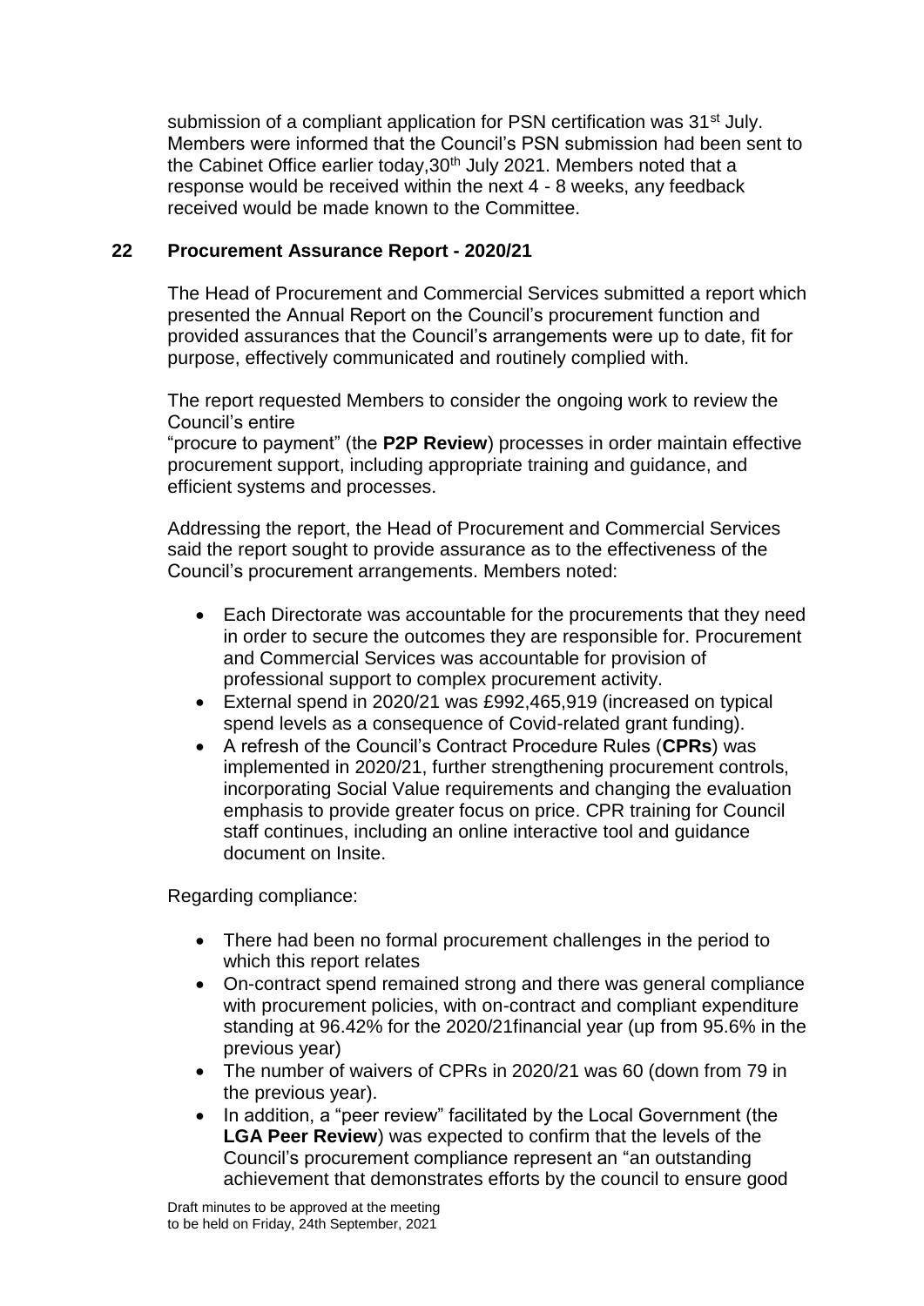submission of a compliant application for PSN certification was 31st July. Members were informed that the Council's PSN submission had been sent to the Cabinet Office earlier today,30th July 2021. Members noted that a response would be received within the next 4 - 8 weeks, any feedback received would be made known to the Committee.

## 22 Procurement Assurance Report - 2020/21

The Head of Procurement and Commercial Services submitted a report which presented the Annual Report on the Council's procurement function and provided assurances that the Council's arrangements were up to date, fit for purpose, effectively communicated and routinely complied with.

The report requested Members to consider the ongoing work to review the Council's entire
"procure to payment" (the **P2P Review**) processes in order maintain effective procurement support, including appropriate training and guidance, and efficient systems and processes.

Addressing the report, the Head of Procurement and Commercial Services said the report sought to provide assurance as to the effectiveness of the Council's procurement arrangements. Members noted:

- Each Directorate was accountable for the procurements that they need in order to secure the outcomes they are responsible for. Procurement and Commercial Services was accountable for provision of professional support to complex procurement activity.
- External spend in 2020/21 was £992,465,919 (increased on typical spend levels as a consequence of Covid-related grant funding).
- A refresh of the Council's Contract Procedure Rules (**CPRs**) was implemented in 2020/21, further strengthening procurement controls, incorporating Social Value requirements and changing the evaluation emphasis to provide greater focus on price. CPR training for Council staff continues, including an online interactive tool and guidance document on Insite.

Regarding compliance:

- There had been no formal procurement challenges in the period to which this report relates
- On-contract spend remained strong and there was general compliance with procurement policies, with on-contract and compliant expenditure standing at 96.42% for the 2020/21financial year (up from 95.6% in the previous year)
- The number of waivers of CPRs in 2020/21 was 60 (down from 79 in the previous year).
- In addition, a "peer review" facilitated by the Local Government (the **LGA Peer Review**) was expected to confirm that the levels of the Council's procurement compliance represent an "an outstanding achievement that demonstrates efforts by the council to ensure good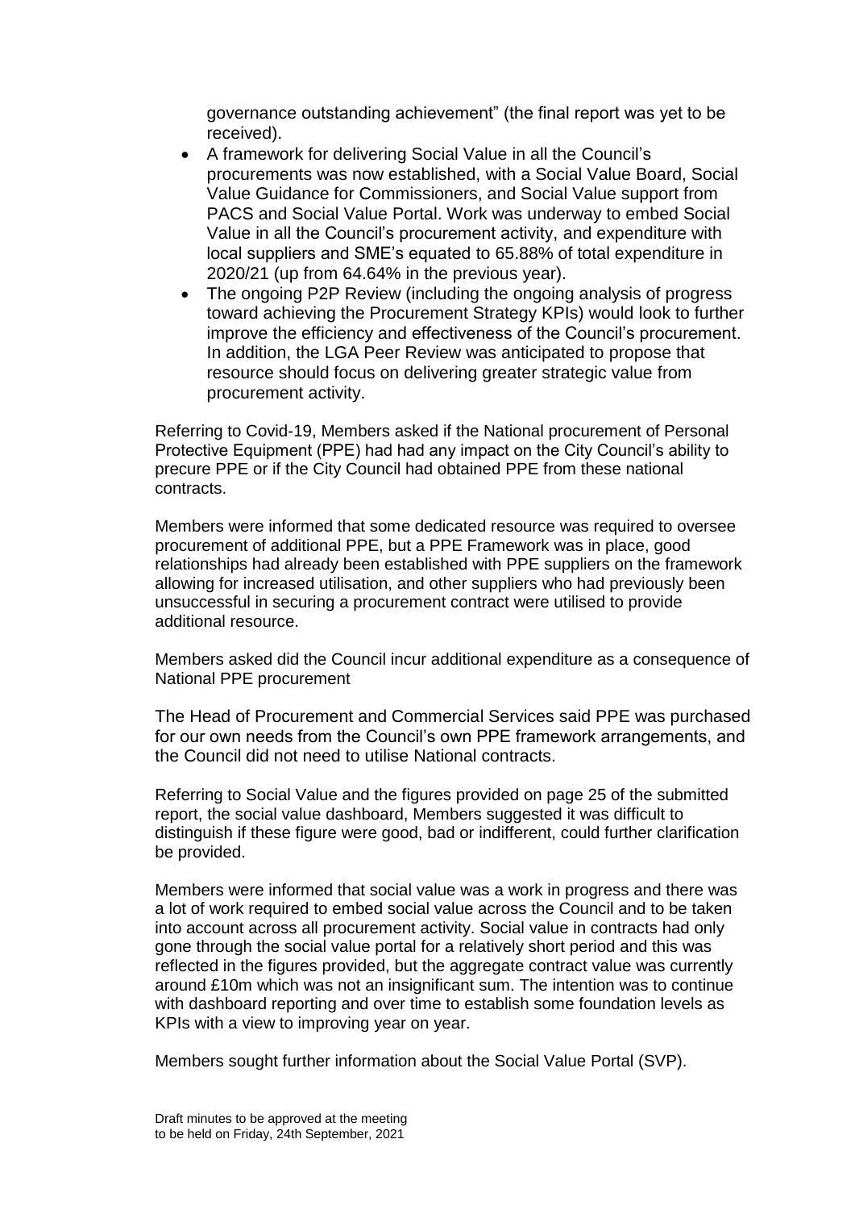governance outstanding achievement" (the final report was yet to be received).

- A framework for delivering Social Value in all the Council's procurements was now established, with a Social Value Board, Social Value Guidance for Commissioners, and Social Value support from PACS and Social Value Portal. Work was underway to embed Social Value in all the Council's procurement activity, and expenditure with local suppliers and SME's equated to 65.88% of total expenditure in 2020/21 (up from 64.64% in the previous year).
- The ongoing P2P Review (including the ongoing analysis of progress toward achieving the Procurement Strategy KPIs) would look to further improve the efficiency and effectiveness of the Council's procurement. In addition, the LGA Peer Review was anticipated to propose that resource should focus on delivering greater strategic value from procurement activity.

Referring to Covid-19, Members asked if the National procurement of Personal Protective Equipment (PPE) had had any impact on the City Council's ability to precure PPE or if the City Council had obtained PPE from these national contracts.

Members were informed that some dedicated resource was required to oversee procurement of additional PPE, but a PPE Framework was in place, good relationships had already been established with PPE suppliers on the framework allowing for increased utilisation, and other suppliers who had previously been unsuccessful in securing a procurement contract were utilised to provide additional resource.

Members asked did the Council incur additional expenditure as a consequence of National PPE procurement

The Head of Procurement and Commercial Services said PPE was purchased for our own needs from the Council's own PPE framework arrangements, and the Council did not need to utilise National contracts.

Referring to Social Value and the figures provided on page 25 of the submitted report, the social value dashboard, Members suggested it was difficult to distinguish if these figure were good, bad or indifferent, could further clarification be provided.

Members were informed that social value was a work in progress and there was a lot of work required to embed social value across the Council and to be taken into account across all procurement activity. Social value in contracts had only gone through the social value portal for a relatively short period and this was reflected in the figures provided, but the aggregate contract value was currently around £10m which was not an insignificant sum. The intention was to continue with dashboard reporting and over time to establish some foundation levels as KPIs with a view to improving year on year.

Members sought further information about the Social Value Portal (SVP).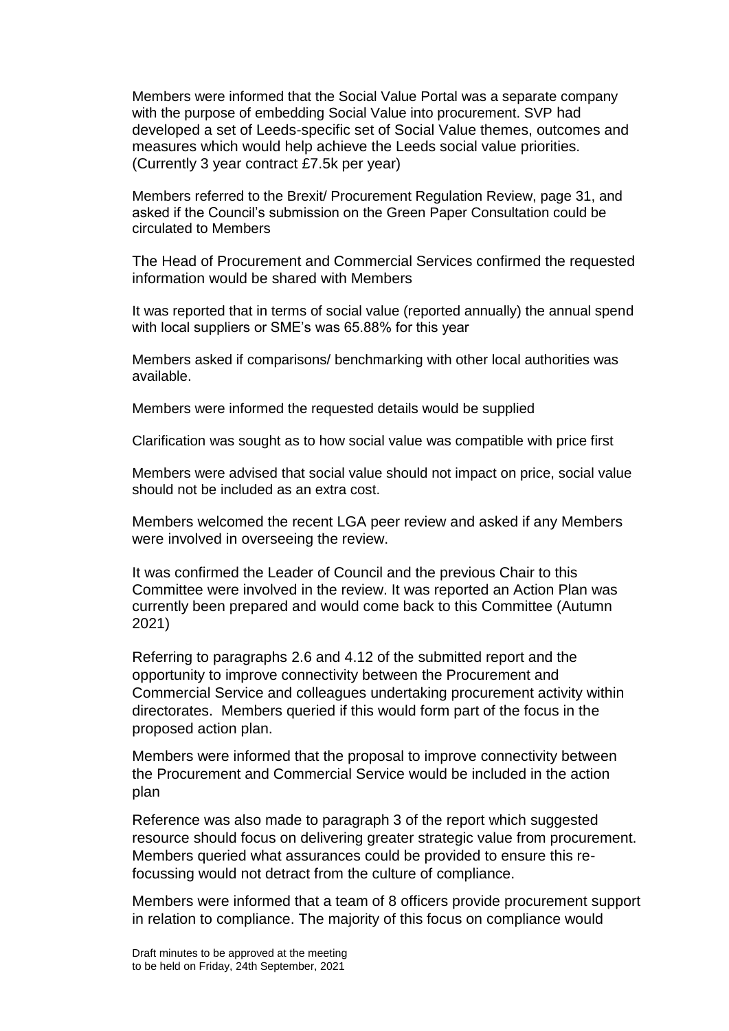Members were informed that the Social Value Portal was a separate company with the purpose of embedding Social Value into procurement. SVP had developed a set of Leeds-specific set of Social Value themes, outcomes and measures which would help achieve the Leeds social value priorities. (Currently 3 year contract £7.5k per year)

Members referred to the Brexit/ Procurement Regulation Review, page 31, and asked if the Council's submission on the Green Paper Consultation could be circulated to Members

The Head of Procurement and Commercial Services confirmed the requested information would be shared with Members

It was reported that in terms of social value (reported annually) the annual spend with local suppliers or SME's was 65.88% for this year

Members asked if comparisons/ benchmarking with other local authorities was available.

Members were informed the requested details would be supplied

Clarification was sought as to how social value was compatible with price first

Members were advised that social value should not impact on price, social value should not be included as an extra cost.

Members welcomed the recent LGA peer review and asked if any Members were involved in overseeing the review.

It was confirmed the Leader of Council and the previous Chair to this Committee were involved in the review. It was reported an Action Plan was currently been prepared and would come back to this Committee (Autumn 2021)

Referring to paragraphs 2.6 and 4.12 of the submitted report and the opportunity to improve connectivity between the Procurement and Commercial Service and colleagues undertaking procurement activity within directorates. Members queried if this would form part of the focus in the proposed action plan.

Members were informed that the proposal to improve connectivity between the Procurement and Commercial Service would be included in the action plan

Reference was also made to paragraph 3 of the report which suggested resource should focus on delivering greater strategic value from procurement. Members queried what assurances could be provided to ensure this re-focussing would not detract from the culture of compliance.

Members were informed that a team of 8 officers provide procurement support in relation to compliance. The majority of this focus on compliance would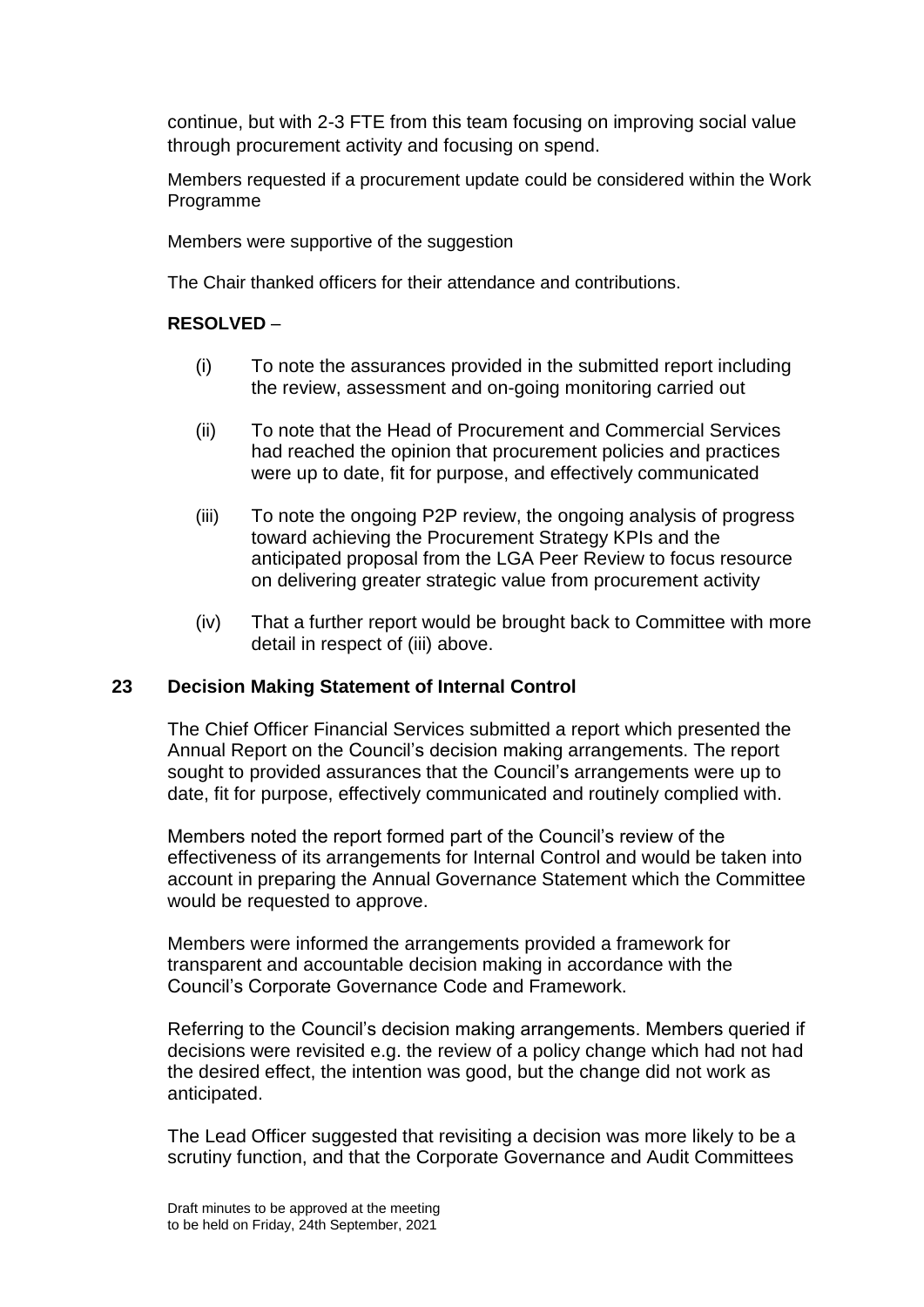continue, but with 2-3 FTE from this team focusing on improving social value through procurement activity and focusing on spend.

Members requested if a procurement update could be considered within the Work Programme

Members were supportive of the suggestion

The Chair thanked officers for their attendance and contributions.

**RESOLVED** –

- (i) To note the assurances provided in the submitted report including the review, assessment and on-going monitoring carried out
- (ii) To note that the Head of Procurement and Commercial Services had reached the opinion that procurement policies and practices were up to date, fit for purpose, and effectively communicated
- (iii) To note the ongoing P2P review, the ongoing analysis of progress toward achieving the Procurement Strategy KPIs and the anticipated proposal from the LGA Peer Review to focus resource on delivering greater strategic value from procurement activity
- (iv) That a further report would be brought back to Committee with more detail in respect of (iii) above.

## 23 Decision Making Statement of Internal Control

The Chief Officer Financial Services submitted a report which presented the Annual Report on the Council's decision making arrangements. The report sought to provided assurances that the Council's arrangements were up to date, fit for purpose, effectively communicated and routinely complied with.

Members noted the report formed part of the Council's review of the effectiveness of its arrangements for Internal Control and would be taken into account in preparing the Annual Governance Statement which the Committee would be requested to approve.

Members were informed the arrangements provided a framework for transparent and accountable decision making in accordance with the Council's Corporate Governance Code and Framework.

Referring to the Council's decision making arrangements. Members queried if decisions were revisited e.g. the review of a policy change which had not had the desired effect, the intention was good, but the change did not work as anticipated.

The Lead Officer suggested that revisiting a decision was more likely to be a scrutiny function, and that the Corporate Governance and Audit Committees

Draft minutes to be approved at the meeting to be held on Friday, 24th September, 2021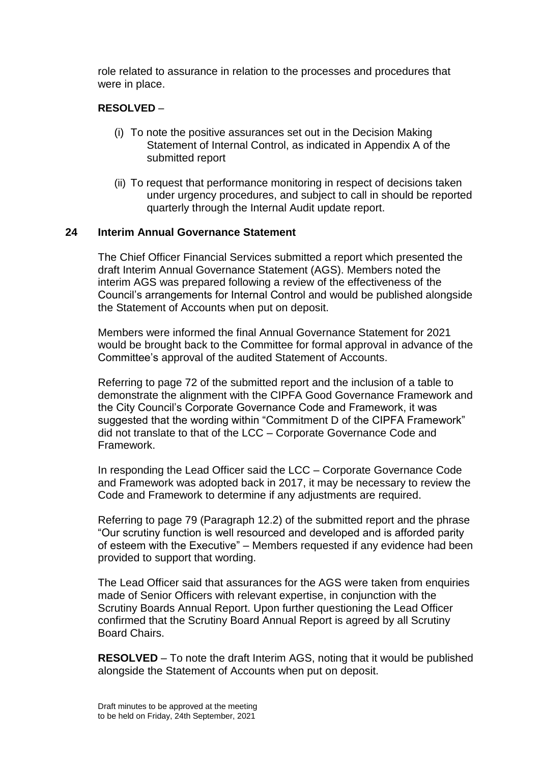role related to assurance in relation to the processes and procedures that were in place.

**RESOLVED** –

(i) To note the positive assurances set out in the Decision Making Statement of Internal Control, as indicated in Appendix A of the submitted report

(ii) To request that performance monitoring in respect of decisions taken under urgency procedures, and subject to call in should be reported quarterly through the Internal Audit update report.

## 24 Interim Annual Governance Statement

The Chief Officer Financial Services submitted a report which presented the draft Interim Annual Governance Statement (AGS). Members noted the interim AGS was prepared following a review of the effectiveness of the Council's arrangements for Internal Control and would be published alongside the Statement of Accounts when put on deposit.

Members were informed the final Annual Governance Statement for 2021 would be brought back to the Committee for formal approval in advance of the Committee's approval of the audited Statement of Accounts.

Referring to page 72 of the submitted report and the inclusion of a table to demonstrate the alignment with the CIPFA Good Governance Framework and the City Council's Corporate Governance Code and Framework, it was suggested that the wording within "Commitment D of the CIPFA Framework" did not translate to that of the LCC – Corporate Governance Code and Framework.

In responding the Lead Officer said the LCC – Corporate Governance Code and Framework was adopted back in 2017, it may be necessary to review the Code and Framework to determine if any adjustments are required.

Referring to page 79 (Paragraph 12.2) of the submitted report and the phrase "Our scrutiny function is well resourced and developed and is afforded parity of esteem with the Executive" – Members requested if any evidence had been provided to support that wording.

The Lead Officer said that assurances for the AGS were taken from enquiries made of Senior Officers with relevant expertise, in conjunction with the Scrutiny Boards Annual Report. Upon further questioning the Lead Officer confirmed that the Scrutiny Board Annual Report is agreed by all Scrutiny Board Chairs.

**RESOLVED** – To note the draft Interim AGS, noting that it would be published alongside the Statement of Accounts when put on deposit.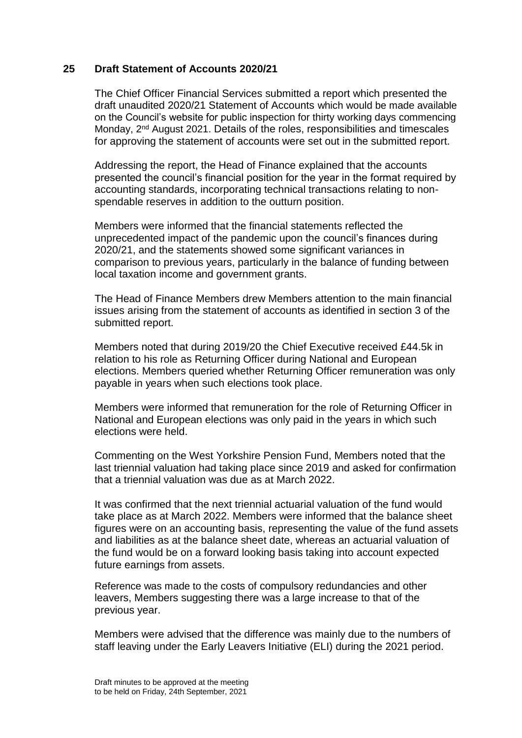## 25 Draft Statement of Accounts 2020/21

The Chief Officer Financial Services submitted a report which presented the draft unaudited 2020/21 Statement of Accounts which would be made available on the Council's website for public inspection for thirty working days commencing Monday, 2nd August 2021. Details of the roles, responsibilities and timescales for approving the statement of accounts were set out in the submitted report.

Addressing the report, the Head of Finance explained that the accounts presented the council's financial position for the year in the format required by accounting standards, incorporating technical transactions relating to non-spendable reserves in addition to the outturn position.

Members were informed that the financial statements reflected the unprecedented impact of the pandemic upon the council's finances during 2020/21, and the statements showed some significant variances in comparison to previous years, particularly in the balance of funding between local taxation income and government grants.

The Head of Finance Members drew Members attention to the main financial issues arising from the statement of accounts as identified in section 3 of the submitted report.

Members noted that during 2019/20 the Chief Executive received £44.5k in relation to his role as Returning Officer during National and European elections. Members queried whether Returning Officer remuneration was only payable in years when such elections took place.

Members were informed that remuneration for the role of Returning Officer in National and European elections was only paid in the years in which such elections were held.

Commenting on the West Yorkshire Pension Fund, Members noted that the last triennial valuation had taking place since 2019 and asked for confirmation that a triennial valuation was due as at March 2022.

It was confirmed that the next triennial actuarial valuation of the fund would take place as at March 2022. Members were informed that the balance sheet figures were on an accounting basis, representing the value of the fund assets and liabilities as at the balance sheet date, whereas an actuarial valuation of the fund would be on a forward looking basis taking into account expected future earnings from assets.

Reference was made to the costs of compulsory redundancies and other leavers, Members suggesting there was a large increase to that of the previous year.

Members were advised that the difference was mainly due to the numbers of staff leaving under the Early Leavers Initiative (ELI) during the 2021 period.

Draft minutes to be approved at the meeting to be held on Friday, 24th September, 2021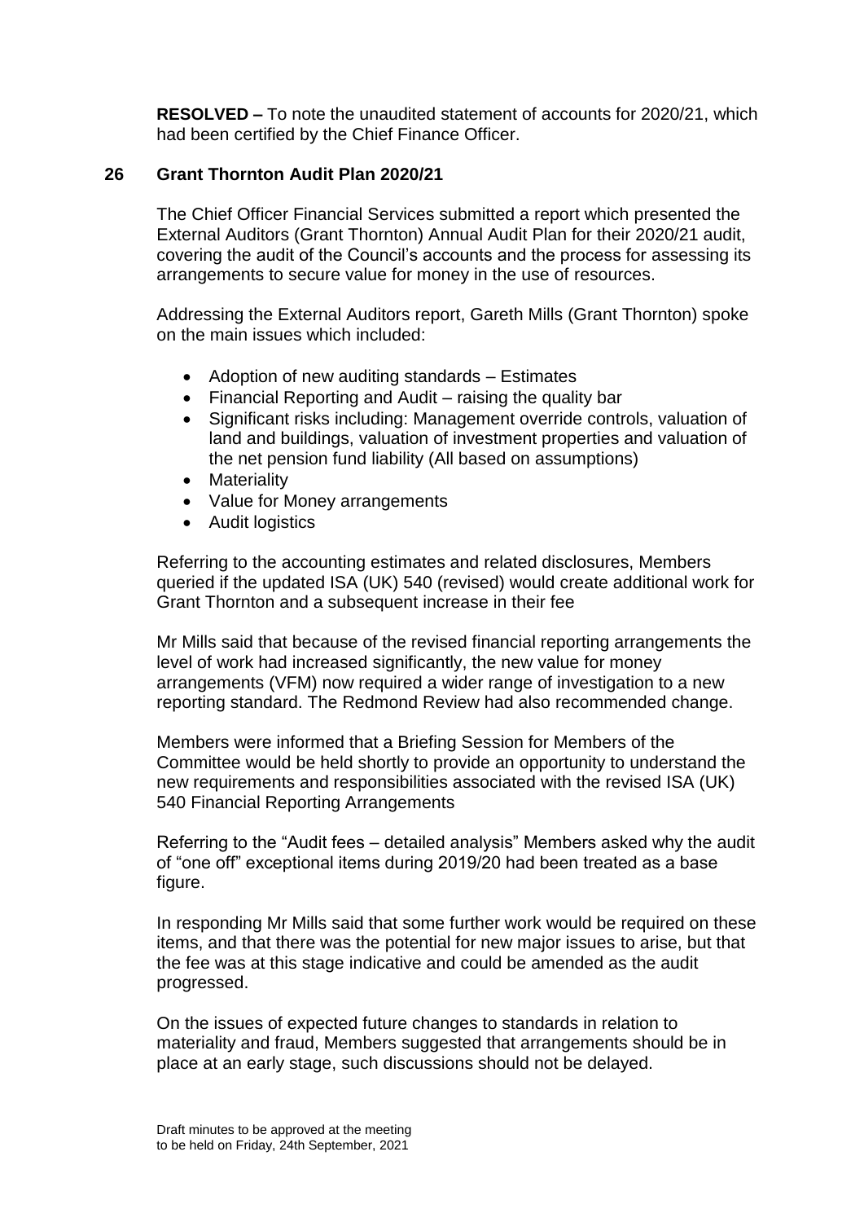**RESOLVED –** To note the unaudited statement of accounts for 2020/21, which had been certified by the Chief Finance Officer.

## 26 Grant Thornton Audit Plan 2020/21

The Chief Officer Financial Services submitted a report which presented the External Auditors (Grant Thornton) Annual Audit Plan for their 2020/21 audit, covering the audit of the Council's accounts and the process for assessing its arrangements to secure value for money in the use of resources.

Addressing the External Auditors report, Gareth Mills (Grant Thornton) spoke on the main issues which included:

- Adoption of new auditing standards – Estimates
- Financial Reporting and Audit – raising the quality bar
- Significant risks including: Management override controls, valuation of land and buildings, valuation of investment properties and valuation of the net pension fund liability (All based on assumptions)
- Materiality
- Value for Money arrangements
- Audit logistics

Referring to the accounting estimates and related disclosures, Members queried if the updated ISA (UK) 540 (revised) would create additional work for Grant Thornton and a subsequent increase in their fee

Mr Mills said that because of the revised financial reporting arrangements the level of work had increased significantly, the new value for money arrangements (VFM) now required a wider range of investigation to a new reporting standard. The Redmond Review had also recommended change.

Members were informed that a Briefing Session for Members of the Committee would be held shortly to provide an opportunity to understand the new requirements and responsibilities associated with the revised ISA (UK) 540 Financial Reporting Arrangements

Referring to the "Audit fees – detailed analysis" Members asked why the audit of "one off" exceptional items during 2019/20 had been treated as a base figure.

In responding Mr Mills said that some further work would be required on these items, and that there was the potential for new major issues to arise, but that the fee was at this stage indicative and could be amended as the audit progressed.

On the issues of expected future changes to standards in relation to materiality and fraud, Members suggested that arrangements should be in place at an early stage, such discussions should not be delayed.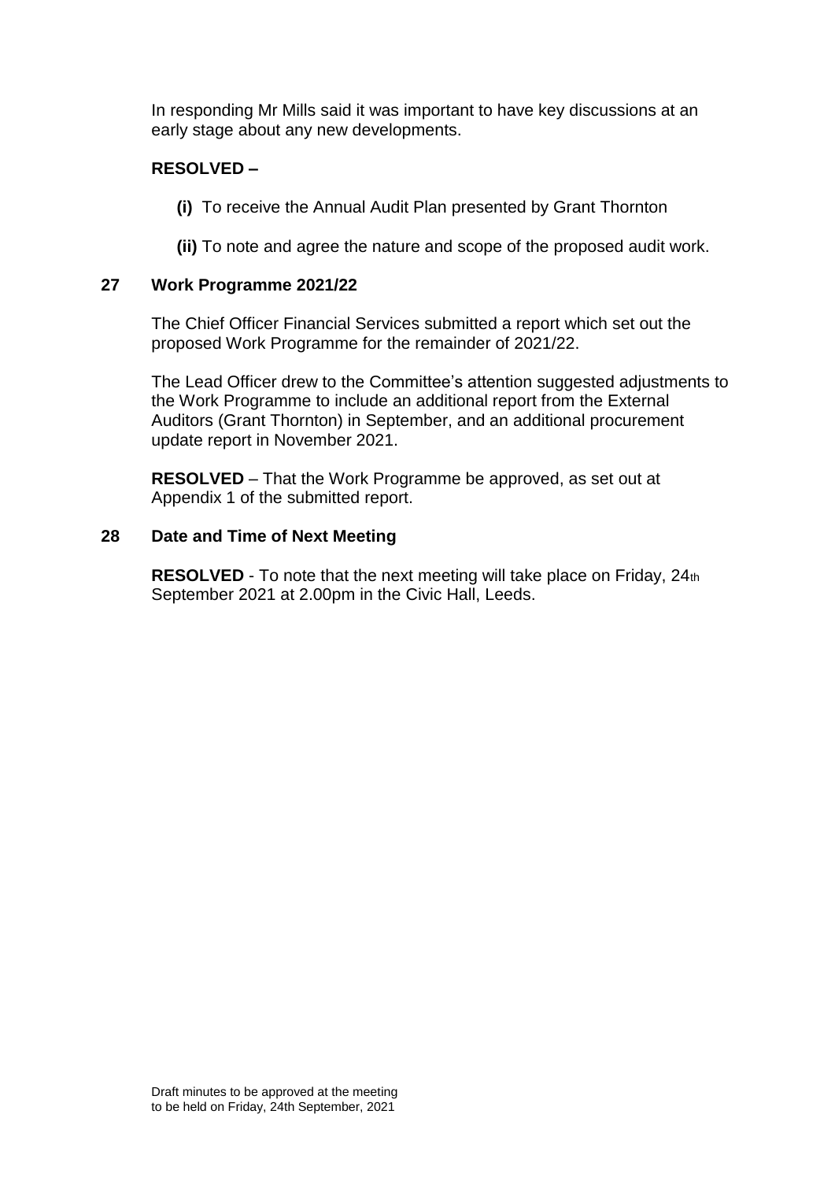In responding Mr Mills said it was important to have key discussions at an early stage about any new developments.

**RESOLVED –**

**(i)** To receive the Annual Audit Plan presented by Grant Thornton

**(ii)** To note and agree the nature and scope of the proposed audit work.

## 27 Work Programme 2021/22

The Chief Officer Financial Services submitted a report which set out the proposed Work Programme for the remainder of 2021/22.

The Lead Officer drew to the Committee's attention suggested adjustments to the Work Programme to include an additional report from the External Auditors (Grant Thornton) in September, and an additional procurement update report in November 2021.

**RESOLVED** – That the Work Programme be approved, as set out at Appendix 1 of the submitted report.

## 28 Date and Time of Next Meeting

**RESOLVED** - To note that the next meeting will take place on Friday, 24th September 2021 at 2.00pm in the Civic Hall, Leeds.

Draft minutes to be approved at the meeting to be held on Friday, 24th September, 2021